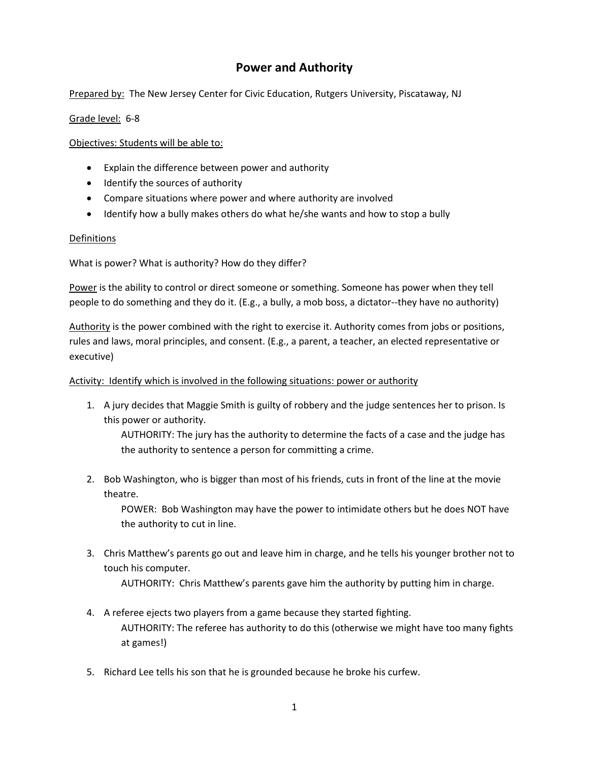# Power and Authority

Prepared by: The New Jersey Center for Civic Education, Rutgers University, Piscataway, NJ

Grade level: 6-8

Objectives: Students will be able to:

- Explain the difference between power and authority
- Identify the sources of authority
- Compare situations where power and where authority are involved
- Identify how a bully makes others do what he/she wants and how to stop a bully

Definitions

What is power? What is authority? How do they differ?

Power is the ability to control or direct someone or something. Someone has power when they tell people to do something and they do it. (E.g., a bully, a mob boss, a dictator--they have no authority)

Authority is the power combined with the right to exercise it. Authority comes from jobs or positions, rules and laws, moral principles, and consent. (E.g., a parent, a teacher, an elected representative or executive)

Activity: Identify which is involved in the following situations: power or authority

1. A jury decides that Maggie Smith is guilty of robbery and the judge sentences her to prison. Is this power or authority.

   AUTHORITY: The jury has the authority to determine the facts of a case and the judge has the authority to sentence a person for committing a crime.

2. Bob Washington, who is bigger than most of his friends, cuts in front of the line at the movie theatre.

   POWER: Bob Washington may have the power to intimidate others but he does NOT have the authority to cut in line.

3. Chris Matthew's parents go out and leave him in charge, and he tells his younger brother not to touch his computer.

   AUTHORITY: Chris Matthew's parents gave him the authority by putting him in charge.

4. A referee ejects two players from a game because they started fighting.

   AUTHORITY: The referee has authority to do this (otherwise we might have too many fights at games!)

5. Richard Lee tells his son that he is grounded because he broke his curfew.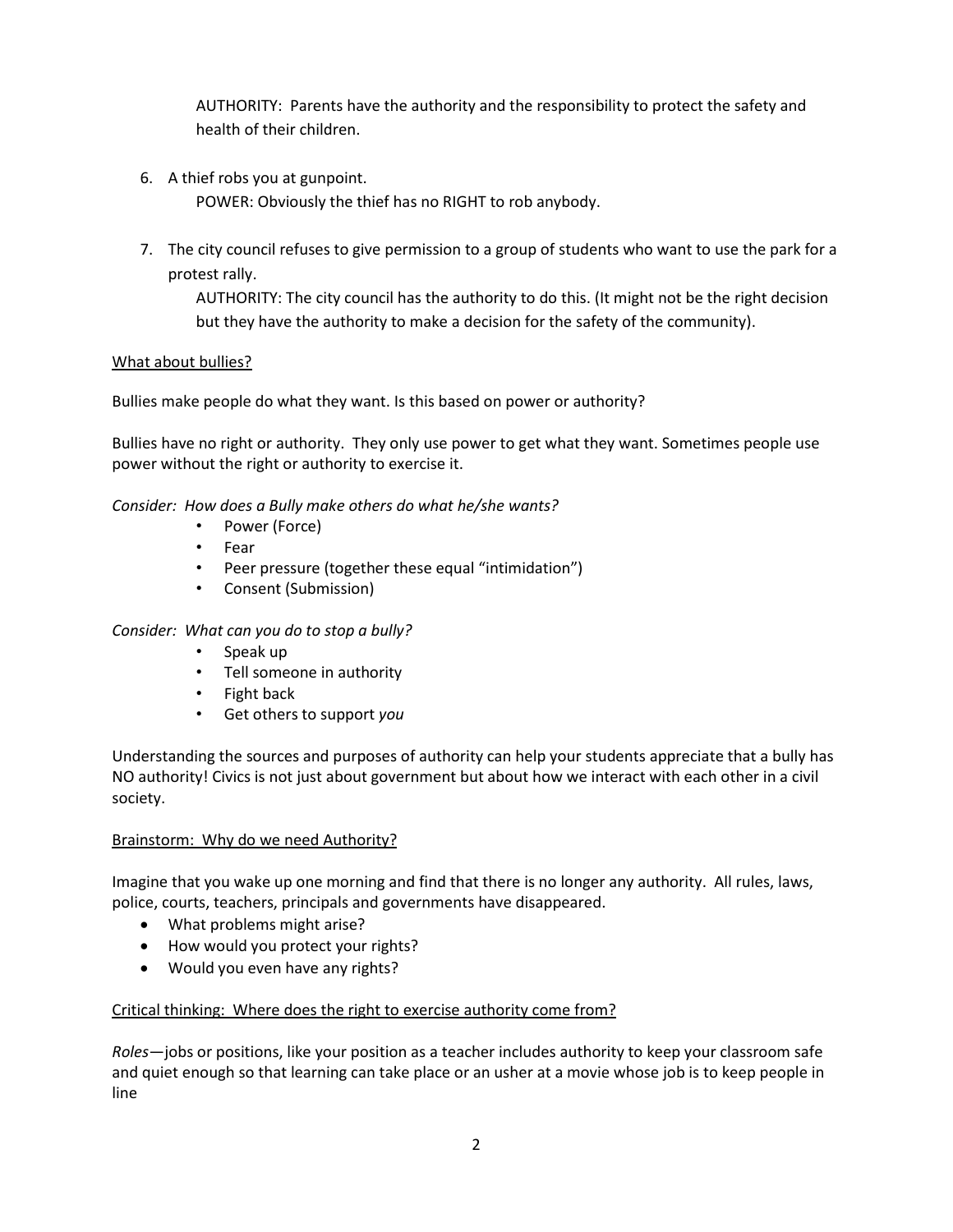AUTHORITY: Parents have the authority and the responsibility to protect the safety and health of their children.

6. A thief robs you at gunpoint.
   
   POWER: Obviously the thief has no RIGHT to rob anybody.

7. The city council refuses to give permission to a group of students who want to use the park for a protest rally.
   
   AUTHORITY: The city council has the authority to do this. (It might not be the right decision but they have the authority to make a decision for the safety of the community).

<u>What about bullies?</u>

Bullies make people do what they want. Is this based on power or authority?

Bullies have no right or authority. They only use power to get what they want. Sometimes people use power without the right or authority to exercise it.

*Consider: How does a Bully make others do what he/she wants?*

- Power (Force)
- Fear
- Peer pressure (together these equal "intimidation")
- Consent (Submission)

*Consider: What can you do to stop a bully?*

- Speak up
- Tell someone in authority
- Fight back
- Get others to support *you*

Understanding the sources and purposes of authority can help your students appreciate that a bully has NO authority! Civics is not just about government but about how we interact with each other in a civil society.

<u>Brainstorm: Why do we need Authority?</u>

Imagine that you wake up one morning and find that there is no longer any authority. All rules, laws, police, courts, teachers, principals and governments have disappeared.

- What problems might arise?
- How would you protect your rights?
- Would you even have any rights?

<u>Critical thinking: Where does the right to exercise authority come from?</u>

*Roles*—jobs or positions, like your position as a teacher includes authority to keep your classroom safe and quiet enough so that learning can take place or an usher at a movie whose job is to keep people in line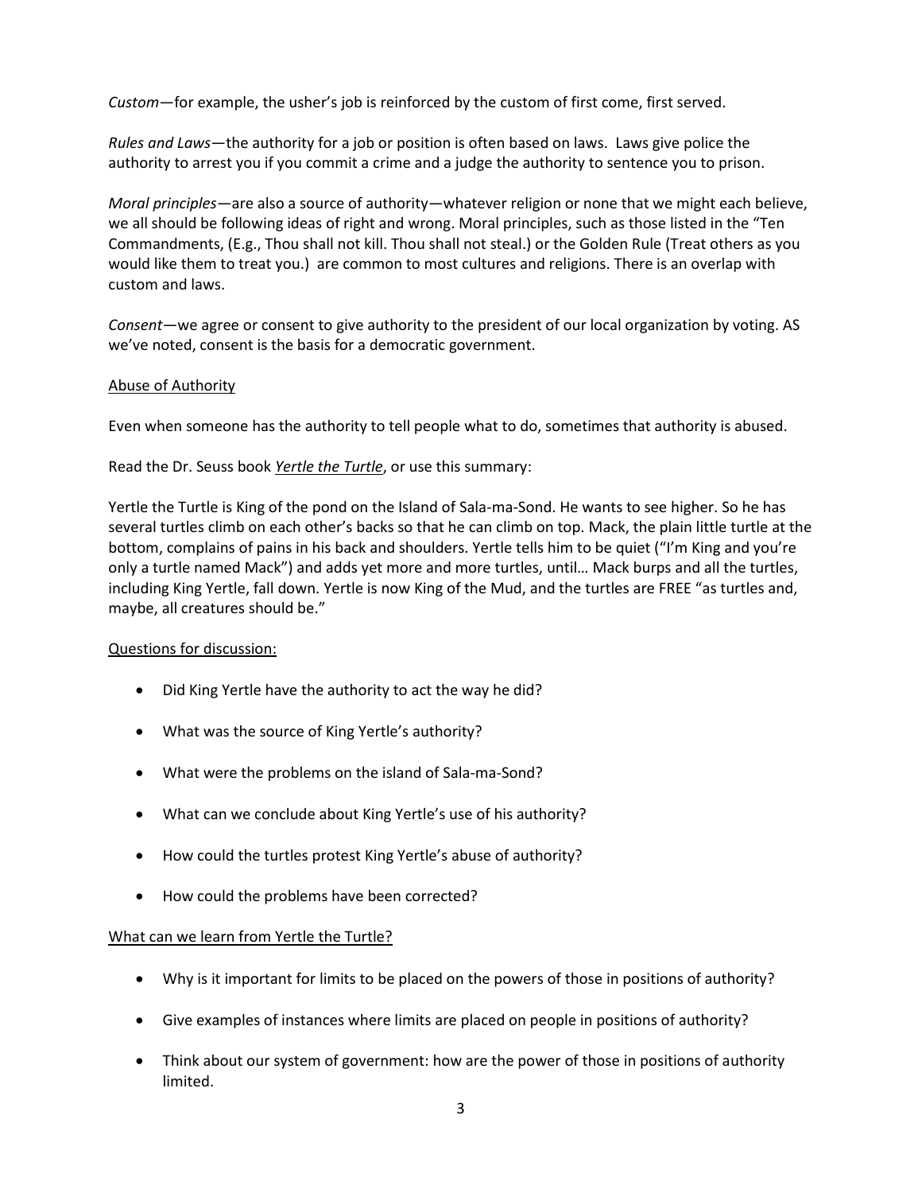*Custom*—for example, the usher's job is reinforced by the custom of first come, first served.

*Rules and Laws*—the authority for a job or position is often based on laws. Laws give police the authority to arrest you if you commit a crime and a judge the authority to sentence you to prison.

*Moral principles*—are also a source of authority—whatever religion or none that we might each believe, we all should be following ideas of right and wrong. Moral principles, such as those listed in the "Ten Commandments, (E.g., Thou shall not kill. Thou shall not steal.) or the Golden Rule (Treat others as you would like them to treat you.) are common to most cultures and religions. There is an overlap with custom and laws.

*Consent*—we agree or consent to give authority to the president of our local organization by voting. AS we've noted, consent is the basis for a democratic government.

<u>Abuse of Authority</u>

Even when someone has the authority to tell people what to do, sometimes that authority is abused.

Read the Dr. Seuss book <u>*Yertle the Turtle*</u>, or use this summary:

Yertle the Turtle is King of the pond on the Island of Sala-ma-Sond. He wants to see higher. So he has several turtles climb on each other's backs so that he can climb on top. Mack, the plain little turtle at the bottom, complains of pains in his back and shoulders. Yertle tells him to be quiet ("I'm King and you're only a turtle named Mack") and adds yet more and more turtles, until… Mack burps and all the turtles, including King Yertle, fall down. Yertle is now King of the Mud, and the turtles are FREE "as turtles and, maybe, all creatures should be."

<u>Questions for discussion:</u>

- Did King Yertle have the authority to act the way he did?
- What was the source of King Yertle's authority?
- What were the problems on the island of Sala-ma-Sond?
- What can we conclude about King Yertle's use of his authority?
- How could the turtles protest King Yertle's abuse of authority?
- How could the problems have been corrected?

<u>What can we learn from Yertle the Turtle?</u>

- Why is it important for limits to be placed on the powers of those in positions of authority?
- Give examples of instances where limits are placed on people in positions of authority?
- Think about our system of government: how are the power of those in positions of authority limited.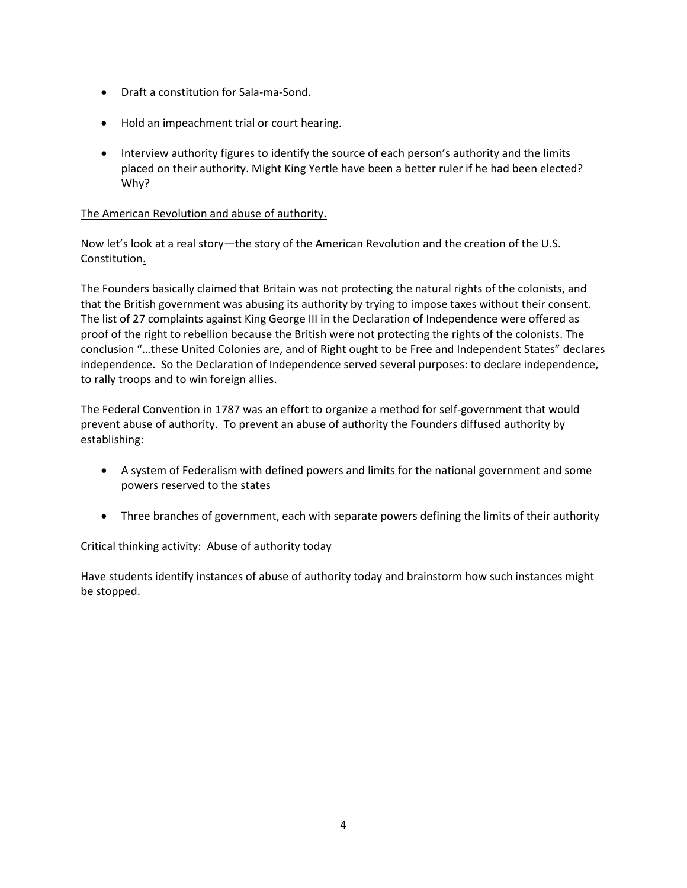- Draft a constitution for Sala-ma-Sond.
- Hold an impeachment trial or court hearing.
- Interview authority figures to identify the source of each person's authority and the limits placed on their authority. Might King Yertle have been a better ruler if he had been elected? Why?

The American Revolution and abuse of authority.

Now let's look at a real story—the story of the American Revolution and the creation of the U.S. Constitution.

The Founders basically claimed that Britain was not protecting the natural rights of the colonists, and that the British government was abusing its authority by trying to impose taxes without their consent. The list of 27 complaints against King George III in the Declaration of Independence were offered as proof of the right to rebellion because the British were not protecting the rights of the colonists. The conclusion "…these United Colonies are, and of Right ought to be Free and Independent States" declares independence. So the Declaration of Independence served several purposes: to declare independence, to rally troops and to win foreign allies.

The Federal Convention in 1787 was an effort to organize a method for self-government that would prevent abuse of authority. To prevent an abuse of authority the Founders diffused authority by establishing:

- A system of Federalism with defined powers and limits for the national government and some powers reserved to the states
- Three branches of government, each with separate powers defining the limits of their authority

Critical thinking activity: Abuse of authority today

Have students identify instances of abuse of authority today and brainstorm how such instances might be stopped.